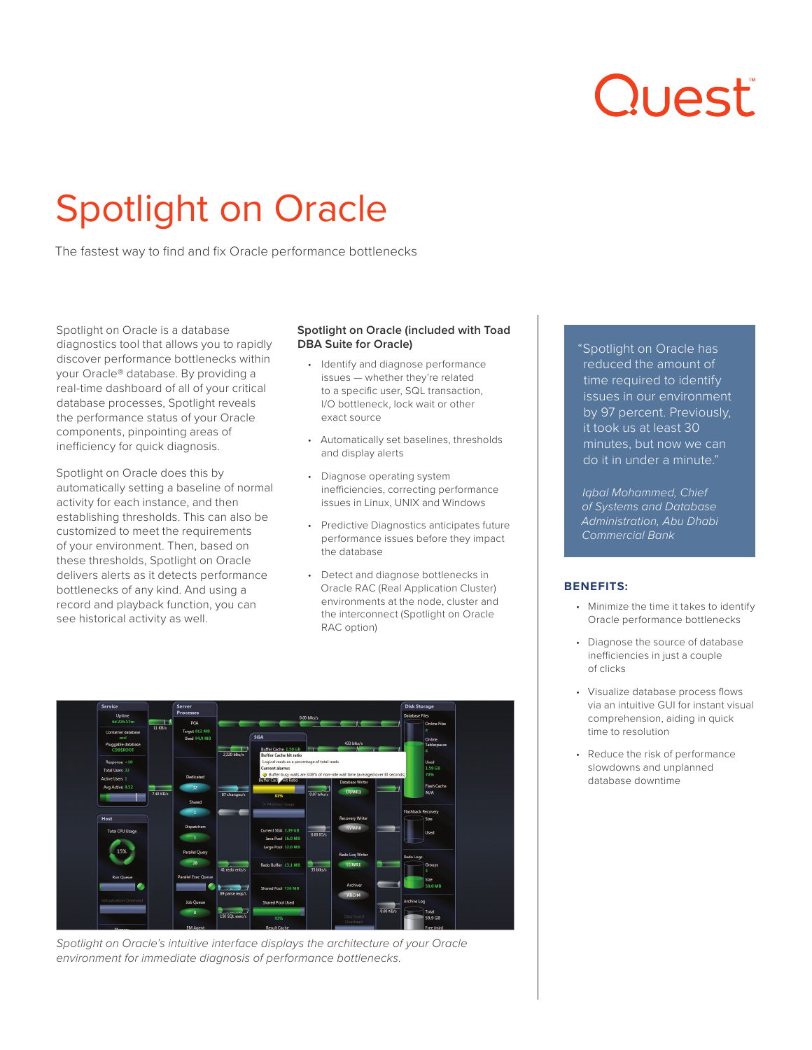Quest

# Spotlight on Oracle

The fastest way to find and fix Oracle performance bottlenecks

Spotlight on Oracle is a database diagnostics tool that allows you to rapidly discover performance bottlenecks within your Oracle® database. By providing a real-time dashboard of all of your critical database processes, Spotlight reveals the performance status of your Oracle components, pinpointing areas of inefficiency for quick diagnosis.

Spotlight on Oracle does this by automatically setting a baseline of normal activity for each instance, and then establishing thresholds. This can also be customized to meet the requirements of your environment. Then, based on these thresholds, Spotlight on Oracle delivers alerts as it detects performance bottlenecks of any kind. And using a record and playback function, you can see historical activity as well.

### Spotlight on Oracle (included with Toad DBA Suite for Oracle)

- Identify and diagnose performance issues — whether they're related to a specific user, SQL transaction, I/O bottleneck, lock wait or other exact source
- Automatically set baselines, thresholds and display alerts
- Diagnose operating system inefficiencies, correcting performance issues in Linux, UNIX and Windows
- Predictive Diagnostics anticipates future performance issues before they impact the database
- Detect and diagnose bottlenecks in Oracle RAC (Real Application Cluster) environments at the node, cluster and the interconnect (Spotlight on Oracle RAC option)

*Spotlight on Oracle's intuitive interface displays the architecture of your Oracle environment for immediate diagnosis of performance bottlenecks.*

> "Spotlight on Oracle has reduced the amount of time required to identify issues in our environment by 97 percent. Previously, it took us at least 30 minutes, but now we can do it in under a minute."
>
> *Iqbal Mohammed, Chief of Systems and Database Administration, Abu Dhabi Commercial Bank*

### BENEFITS:

- Minimize the time it takes to identify Oracle performance bottlenecks
- Diagnose the source of database inefficiencies in just a couple of clicks
- Visualize database process flows via an intuitive GUI for instant visual comprehension, aiding in quick time to resolution
- Reduce the risk of performance slowdowns and unplanned database downtime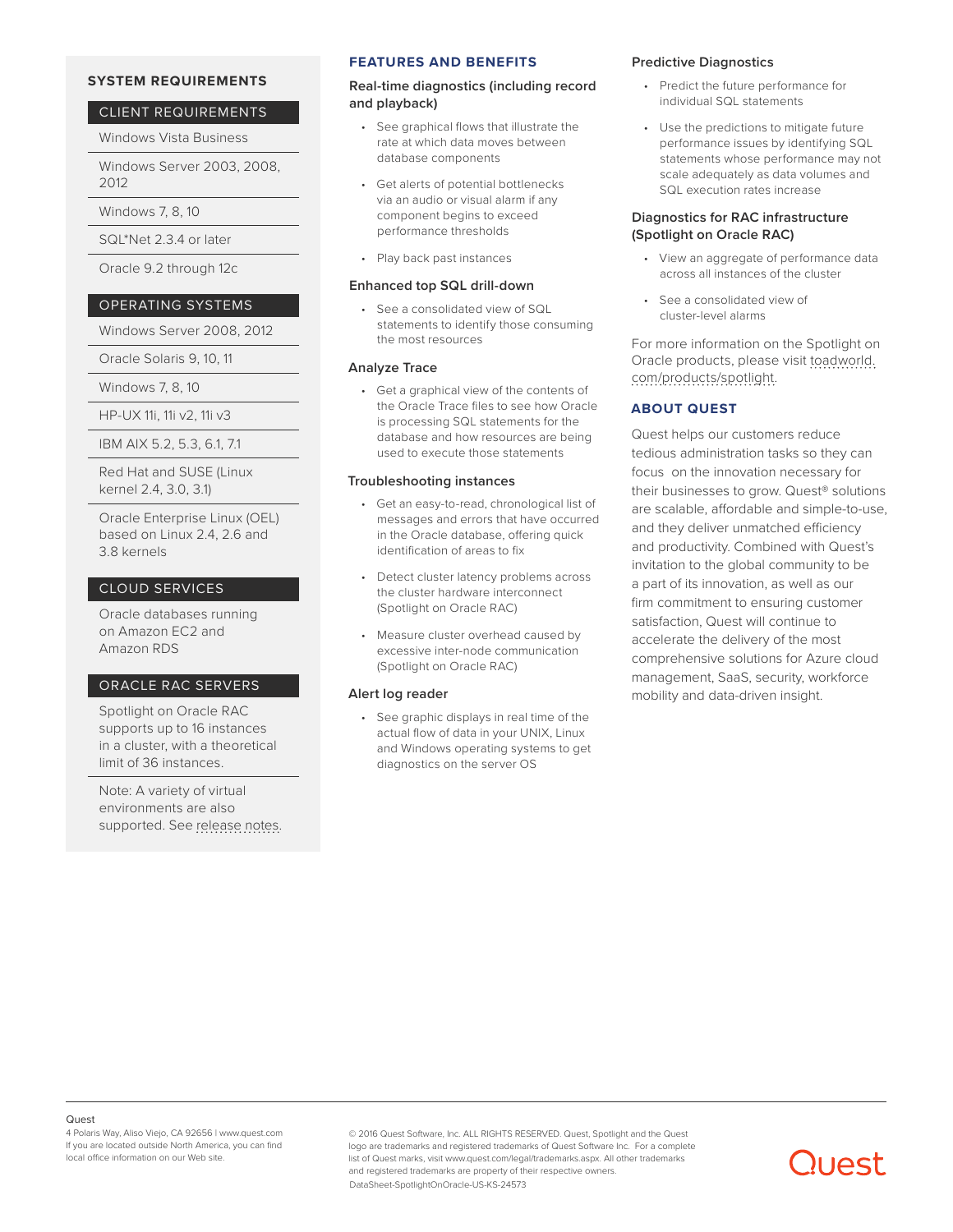## SYSTEM REQUIREMENTS

### CLIENT REQUIREMENTS

Windows Vista Business

Windows Server 2003, 2008, 2012

Windows 7, 8, 10

SQL*Net 2.3.4 or later

Oracle 9.2 through 12c

### OPERATING SYSTEMS

Windows Server 2008, 2012

Oracle Solaris 9, 10, 11

Windows 7, 8, 10

HP-UX 11i, 11i v2, 11i v3

IBM AIX 5.2, 5.3, 6.1, 7.1

Red Hat and SUSE (Linux kernel 2.4, 3.0, 3.1)

Oracle Enterprise Linux (OEL) based on Linux 2.4, 2.6 and 3.8 kernels

### CLOUD SERVICES

Oracle databases running on Amazon EC2 and Amazon RDS

### ORACLE RAC SERVERS

Spotlight on Oracle RAC supports up to 16 instances in a cluster, with a theoretical limit of 36 instances.

Note: A variety of virtual environments are also supported. See release notes.

## FEATURES AND BENEFITS

### Real-time diagnostics (including record and playback)

- See graphical flows that illustrate the rate at which data moves between database components
- Get alerts of potential bottlenecks via an audio or visual alarm if any component begins to exceed performance thresholds
- Play back past instances

### Enhanced top SQL drill-down

- See a consolidated view of SQL statements to identify those consuming the most resources

### Analyze Trace

- Get a graphical view of the contents of the Oracle Trace files to see how Oracle is processing SQL statements for the database and how resources are being used to execute those statements

### Troubleshooting instances

- Get an easy-to-read, chronological list of messages and errors that have occurred in the Oracle database, offering quick identification of areas to fix
- Detect cluster latency problems across the cluster hardware interconnect (Spotlight on Oracle RAC)
- Measure cluster overhead caused by excessive inter-node communication (Spotlight on Oracle RAC)

### Alert log reader

- See graphic displays in real time of the actual flow of data in your UNIX, Linux and Windows operating systems to get diagnostics on the server OS

### Predictive Diagnostics

- Predict the future performance for individual SQL statements
- Use the predictions to mitigate future performance issues by identifying SQL statements whose performance may not scale adequately as data volumes and SQL execution rates increase

### Diagnostics for RAC infrastructure (Spotlight on Oracle RAC)

- View an aggregate of performance data across all instances of the cluster
- See a consolidated view of cluster-level alarms

For more information on the Spotlight on Oracle products, please visit toadworld.com/products/spotlight.

## ABOUT QUEST

Quest helps our customers reduce tedious administration tasks so they can focus on the innovation necessary for their businesses to grow. Quest® solutions are scalable, affordable and simple-to-use, and they deliver unmatched efficiency and productivity. Combined with Quest's invitation to the global community to be a part of its innovation, as well as our firm commitment to ensuring customer satisfaction, Quest will continue to accelerate the delivery of the most comprehensive solutions for Azure cloud management, SaaS, security, workforce mobility and data-driven insight.

Quest
4 Polaris Way, Aliso Viejo, CA 92656 | www.quest.com
If you are located outside North America, you can find local office information on our Web site.

© 2016 Quest Software, Inc. ALL RIGHTS RESERVED. Quest, Spotlight and the Quest logo are trademarks and registered trademarks of Quest Software Inc. For a complete list of Quest marks, visit www.quest.com/legal/trademarks.aspx. All other trademarks and registered trademarks are property of their respective owners.
DataSheet-SpotlightOnOracle-US-KS-24573

Quest